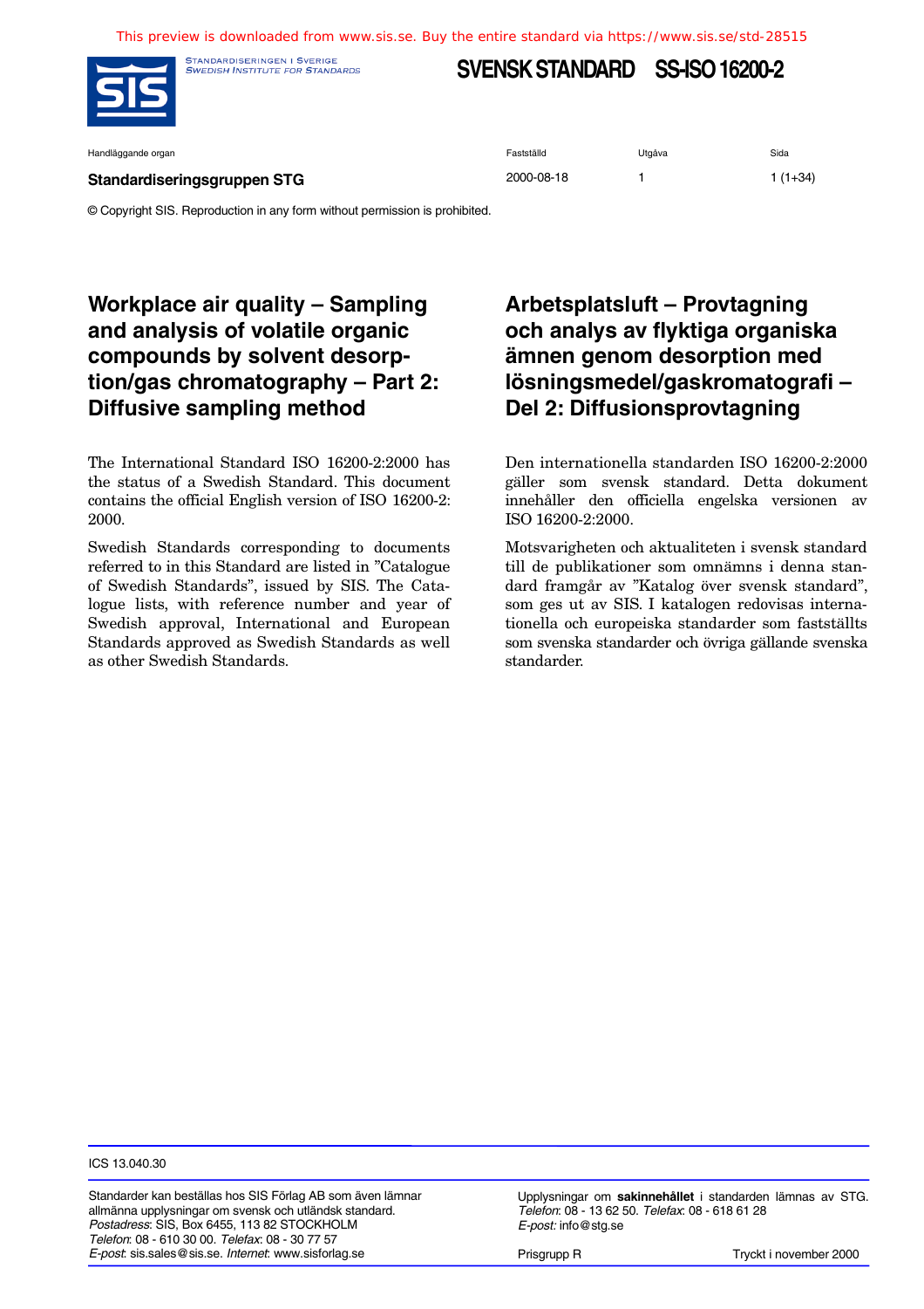This preview is downloaded from www.sis.se. Buy the entire standard via https://www.sis.se/std-28515

STANDARDISERINGEN I SVERIGE
SWEDISH INSTITUTE FOR STANDARDS

# SVENSK STANDARD SS-ISO 16200-2

| Handläggande organ | Fastställd | Utgåva | Sida |
|---|---|---|---|
| **Standardiseringsgruppen STG** | 2000-08-18 | 1 | 1 (1+34) |

© Copyright SIS. Reproduction in any form without permission is prohibited.

## Workplace air quality – Sampling and analysis of volatile organic compounds by solvent desorption/gas chromatography – Part 2: Diffusive sampling method

The International Standard ISO 16200-2:2000 has the status of a Swedish Standard. This document contains the official English version of ISO 16200-2: 2000.

Swedish Standards corresponding to documents referred to in this Standard are listed in "Catalogue of Swedish Standards", issued by SIS. The Catalogue lists, with reference number and year of Swedish approval, International and European Standards approved as Swedish Standards as well as other Swedish Standards.

## Arbetsplatsluft – Provtagning och analys av flyktiga organiska ämnen genom desorption med lösningsmedel/gaskromatografi – Del 2: Diffusionsprovtagning

Den internationella standarden ISO 16200-2:2000 gäller som svensk standard. Detta dokument innehåller den officiella engelska versionen av ISO 16200-2:2000.

Motsvarigheten och aktualiteten i svensk standard till de publikationer som omnämns i denna standard framgår av "Katalog över svensk standard", som ges ut av SIS. I katalogen redovisas internationella och europeiska standarder som fastställts som svenska standarder och övriga gällande svenska standarder.

ICS 13.040.30

Standarder kan beställas hos SIS Förlag AB som även lämnar allmänna upplysningar om svensk och utländsk standard.
*Postadress*: SIS, Box 6455, 113 82 STOCKHOLM
*Telefon*: 08 - 610 30 00. *Telefax*: 08 - 30 77 57
*E-post*: sis.sales@sis.se. *Internet*: www.sisforlag.se

Upplysningar om **sakinnehållet** i standarden lämnas av STG.
*Telefon*: 08 - 13 62 50. *Telefax*: 08 - 618 61 28
*E-post:* info@stg.se

Prisgrupp R

Tryckt i november 2000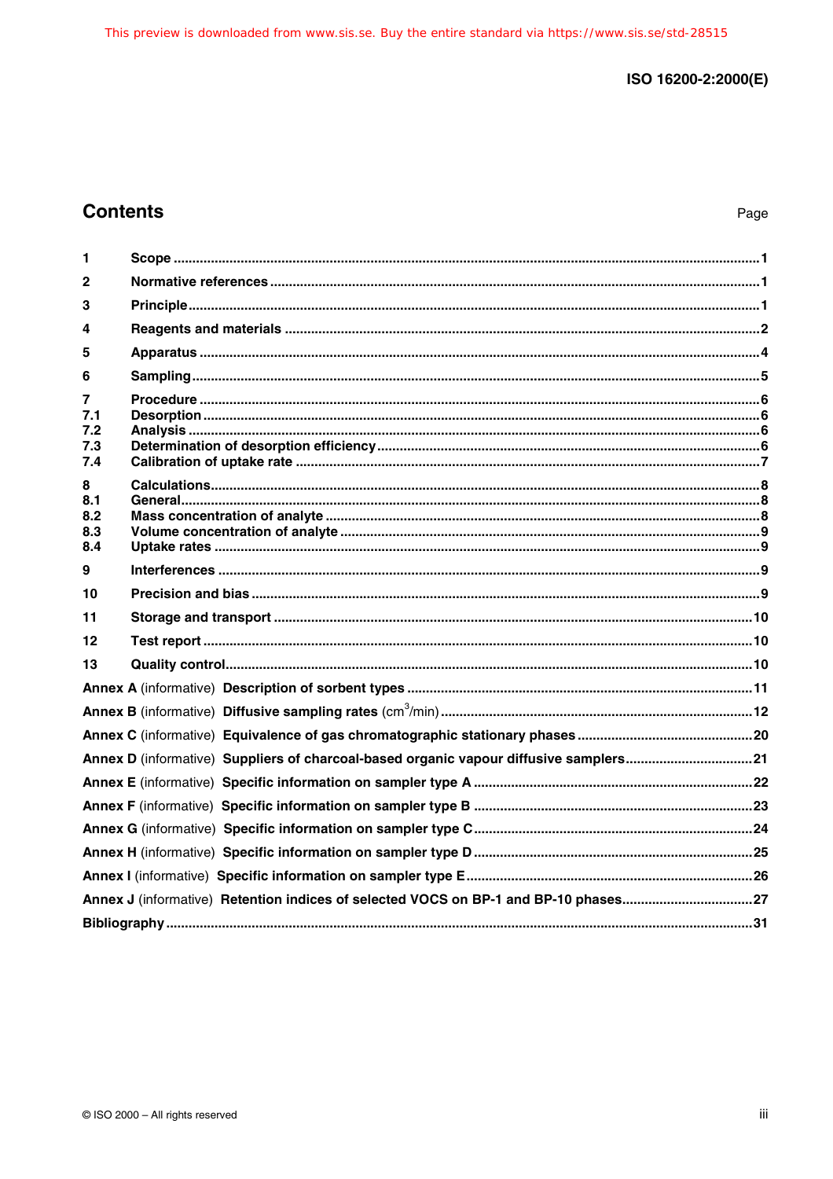## Contents

| | | Page |
|---|---|---|
| 1 | Scope | 1 |
| 2 | Normative references | 1 |
| 3 | Principle | 1 |
| 4 | Reagents and materials | 2 |
| 5 | Apparatus | 4 |
| 6 | Sampling | 5 |
| 7 | Procedure | 6 |
| 7.1 | Desorption | 6 |
| 7.2 | Analysis | 6 |
| 7.3 | Determination of desorption efficiency | 6 |
| 7.4 | Calibration of uptake rate | 7 |
| 8 | Calculations | 8 |
| 8.1 | General | 8 |
| 8.2 | Mass concentration of analyte | 8 |
| 8.3 | Volume concentration of analyte | 9 |
| 8.4 | Uptake rates | 9 |
| 9 | Interferences | 9 |
| 10 | Precision and bias | 9 |
| 11 | Storage and transport | 10 |
| 12 | Test report | 10 |
| 13 | Quality control | 10 |
| Annex A (informative) | Description of sorbent types | 11 |
| Annex B (informative) | Diffusive sampling rates ($cm^3$/min) | 12 |
| Annex C (informative) | Equivalence of gas chromatographic stationary phases | 20 |
| Annex D (informative) | Suppliers of charcoal-based organic vapour diffusive samplers | 21 |
| Annex E (informative) | Specific information on sampler type A | 22 |
| Annex F (informative) | Specific information on sampler type B | 23 |
| Annex G (informative) | Specific information on sampler type C | 24 |
| Annex H (informative) | Specific information on sampler type D | 25 |
| Annex I (informative) | Specific information on sampler type E | 26 |
| Annex J (informative) | Retention indices of selected VOCS on BP-1 and BP-10 phases | 27 |
| Bibliography | | 31 |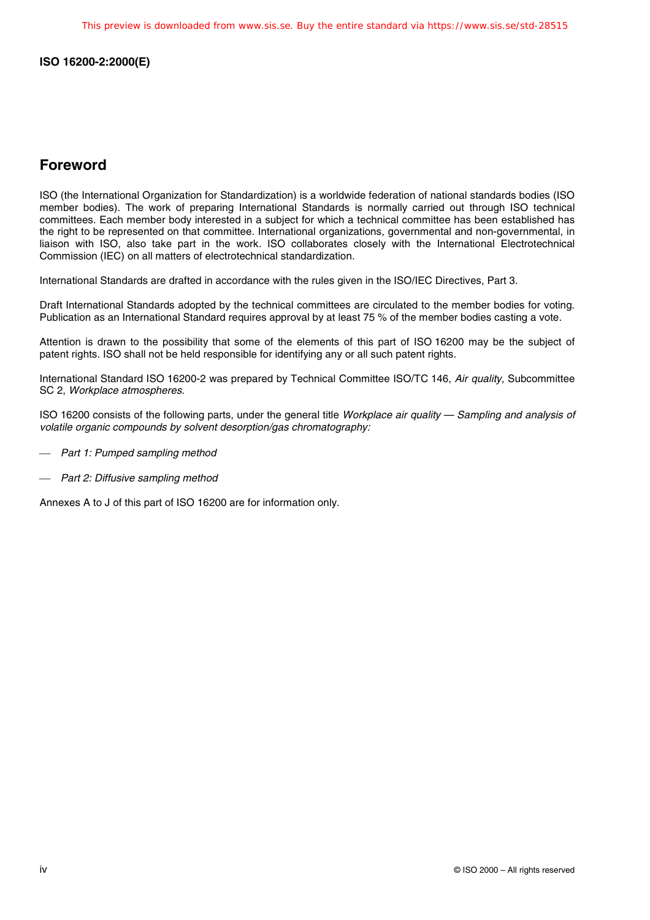## Foreword

ISO (the International Organization for Standardization) is a worldwide federation of national standards bodies (ISO member bodies). The work of preparing International Standards is normally carried out through ISO technical committees. Each member body interested in a subject for which a technical committee has been established has the right to be represented on that committee. International organizations, governmental and non-governmental, in liaison with ISO, also take part in the work. ISO collaborates closely with the International Electrotechnical Commission (IEC) on all matters of electrotechnical standardization.

International Standards are drafted in accordance with the rules given in the ISO/IEC Directives, Part 3.

Draft International Standards adopted by the technical committees are circulated to the member bodies for voting. Publication as an International Standard requires approval by at least 75 % of the member bodies casting a vote.

Attention is drawn to the possibility that some of the elements of this part of ISO 16200 may be the subject of patent rights. ISO shall not be held responsible for identifying any or all such patent rights.

International Standard ISO 16200-2 was prepared by Technical Committee ISO/TC 146, *Air quality*, Subcommittee SC 2, *Workplace atmospheres*.

ISO 16200 consists of the following parts, under the general title *Workplace air quality — Sampling and analysis of volatile organic compounds by solvent desorption/gas chromatography:*

— *Part 1: Pumped sampling method*

— *Part 2: Diffusive sampling method*

Annexes A to J of this part of ISO 16200 are for information only.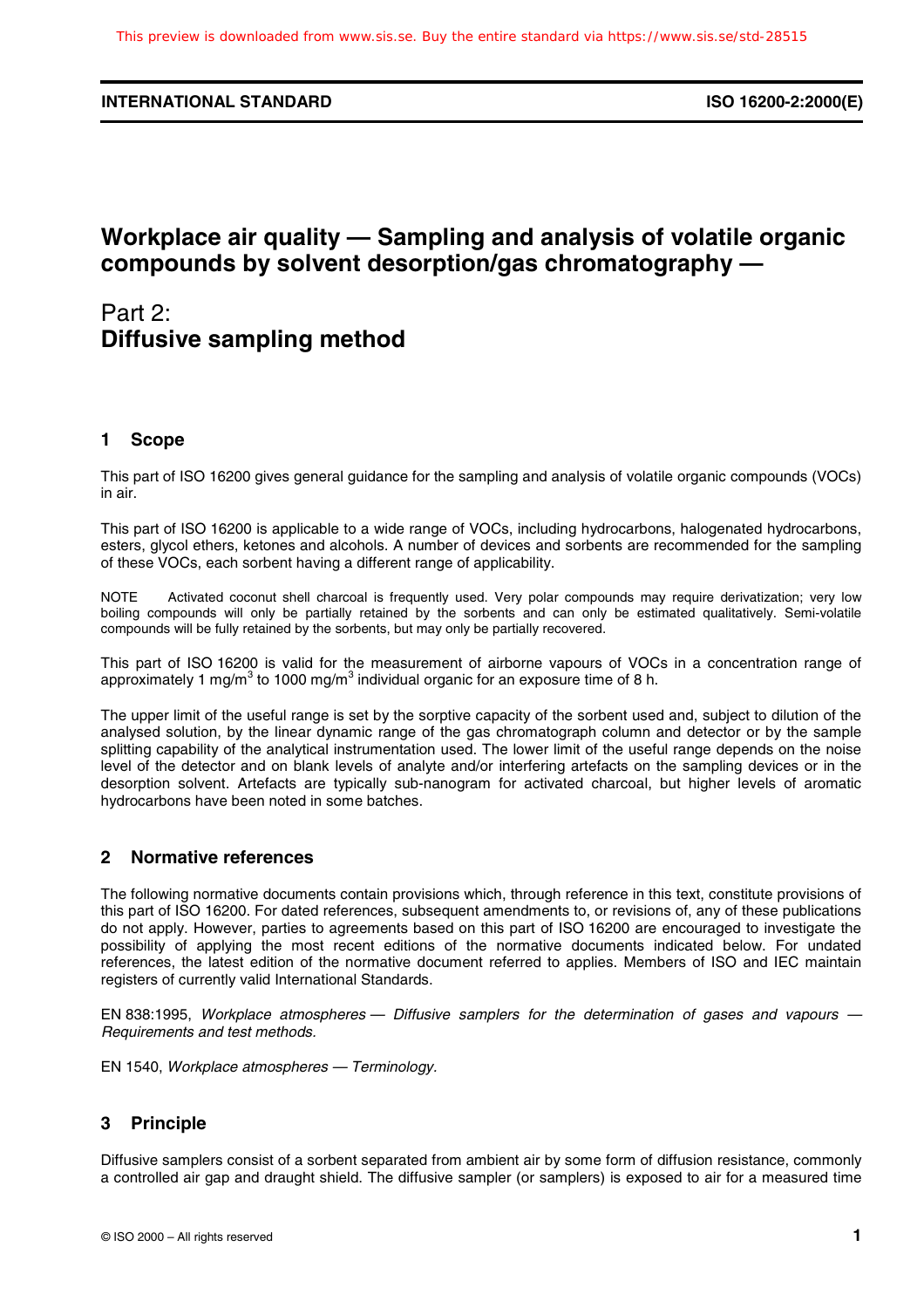# Workplace air quality — Sampling and analysis of volatile organic compounds by solvent desorption/gas chromatography —

## Part 2: **Diffusive sampling method**

## 1 Scope

This part of ISO 16200 gives general guidance for the sampling and analysis of volatile organic compounds (VOCs) in air.

This part of ISO 16200 is applicable to a wide range of VOCs, including hydrocarbons, halogenated hydrocarbons, esters, glycol ethers, ketones and alcohols. A number of devices and sorbents are recommended for the sampling of these VOCs, each sorbent having a different range of applicability.

NOTE Activated coconut shell charcoal is frequently used. Very polar compounds may require derivatization; very low boiling compounds will only be partially retained by the sorbents and can only be estimated qualitatively. Semi-volatile compounds will be fully retained by the sorbents, but may only be partially recovered.

This part of ISO 16200 is valid for the measurement of airborne vapours of VOCs in a concentration range of approximately 1 mg/m$^3$ to 1000 mg/m$^3$ individual organic for an exposure time of 8 h.

The upper limit of the useful range is set by the sorptive capacity of the sorbent used and, subject to dilution of the analysed solution, by the linear dynamic range of the gas chromatograph column and detector or by the sample splitting capability of the analytical instrumentation used. The lower limit of the useful range depends on the noise level of the detector and on blank levels of analyte and/or interfering artefacts on the sampling devices or in the desorption solvent. Artefacts are typically sub-nanogram for activated charcoal, but higher levels of aromatic hydrocarbons have been noted in some batches.

## 2 Normative references

The following normative documents contain provisions which, through reference in this text, constitute provisions of this part of ISO 16200. For dated references, subsequent amendments to, or revisions of, any of these publications do not apply. However, parties to agreements based on this part of ISO 16200 are encouraged to investigate the possibility of applying the most recent editions of the normative documents indicated below. For undated references, the latest edition of the normative document referred to applies. Members of ISO and IEC maintain registers of currently valid International Standards.

EN 838:1995, *Workplace atmospheres — Diffusive samplers for the determination of gases and vapours — Requirements and test methods.*

EN 1540, *Workplace atmospheres — Terminology.*

## 3 Principle

Diffusive samplers consist of a sorbent separated from ambient air by some form of diffusion resistance, commonly a controlled air gap and draught shield. The diffusive sampler (or samplers) is exposed to air for a measured time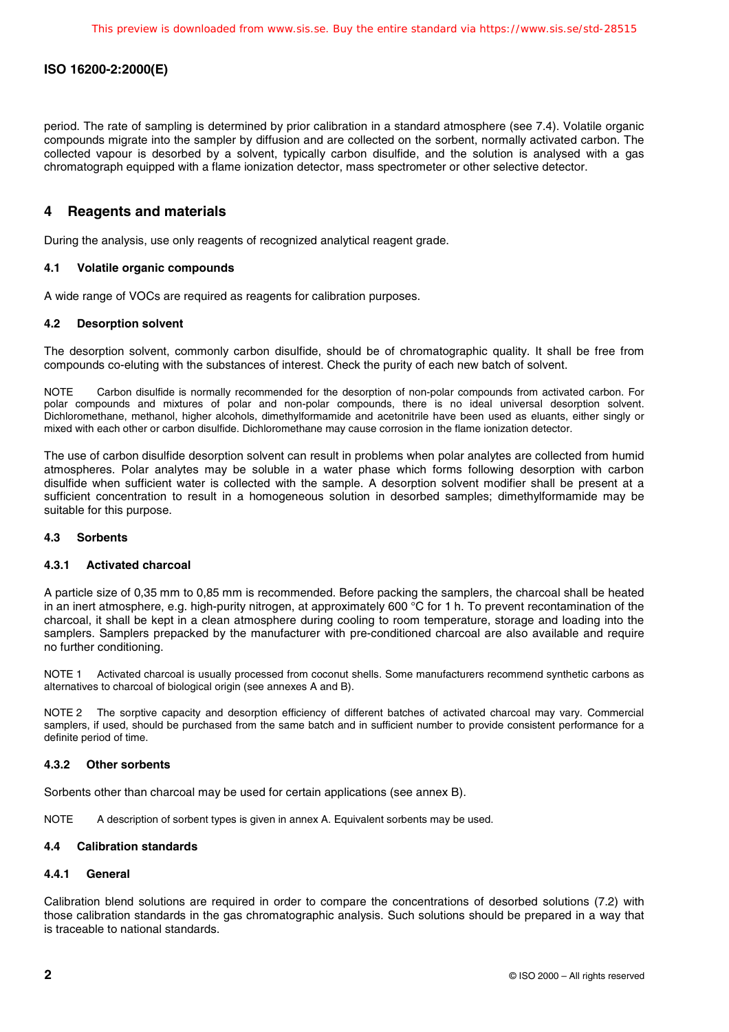period. The rate of sampling is determined by prior calibration in a standard atmosphere (see 7.4). Volatile organic compounds migrate into the sampler by diffusion and are collected on the sorbent, normally activated carbon. The collected vapour is desorbed by a solvent, typically carbon disulfide, and the solution is analysed with a gas chromatograph equipped with a flame ionization detector, mass spectrometer or other selective detector.

## 4 Reagents and materials

During the analysis, use only reagents of recognized analytical reagent grade.

### 4.1 Volatile organic compounds

A wide range of VOCs are required as reagents for calibration purposes.

### 4.2 Desorption solvent

The desorption solvent, commonly carbon disulfide, should be of chromatographic quality. It shall be free from compounds co-eluting with the substances of interest. Check the purity of each new batch of solvent.

NOTE Carbon disulfide is normally recommended for the desorption of non-polar compounds from activated carbon. For polar compounds and mixtures of polar and non-polar compounds, there is no ideal universal desorption solvent. Dichloromethane, methanol, higher alcohols, dimethylformamide and acetonitrile have been used as eluants, either singly or mixed with each other or carbon disulfide. Dichloromethane may cause corrosion in the flame ionization detector.

The use of carbon disulfide desorption solvent can result in problems when polar analytes are collected from humid atmospheres. Polar analytes may be soluble in a water phase which forms following desorption with carbon disulfide when sufficient water is collected with the sample. A desorption solvent modifier shall be present at a sufficient concentration to result in a homogeneous solution in desorbed samples; dimethylformamide may be suitable for this purpose.

### 4.3 Sorbents

#### 4.3.1 Activated charcoal

A particle size of 0,35 mm to 0,85 mm is recommended. Before packing the samplers, the charcoal shall be heated in an inert atmosphere, e.g. high-purity nitrogen, at approximately 600 °C for 1 h. To prevent recontamination of the charcoal, it shall be kept in a clean atmosphere during cooling to room temperature, storage and loading into the samplers. Samplers prepacked by the manufacturer with pre-conditioned charcoal are also available and require no further conditioning.

NOTE 1 Activated charcoal is usually processed from coconut shells. Some manufacturers recommend synthetic carbons as alternatives to charcoal of biological origin (see annexes A and B).

NOTE 2 The sorptive capacity and desorption efficiency of different batches of activated charcoal may vary. Commercial samplers, if used, should be purchased from the same batch and in sufficient number to provide consistent performance for a definite period of time.

#### 4.3.2 Other sorbents

Sorbents other than charcoal may be used for certain applications (see annex B).

NOTE A description of sorbent types is given in annex A. Equivalent sorbents may be used.

### 4.4 Calibration standards

#### 4.4.1 General

Calibration blend solutions are required in order to compare the concentrations of desorbed solutions (7.2) with those calibration standards in the gas chromatographic analysis. Such solutions should be prepared in a way that is traceable to national standards.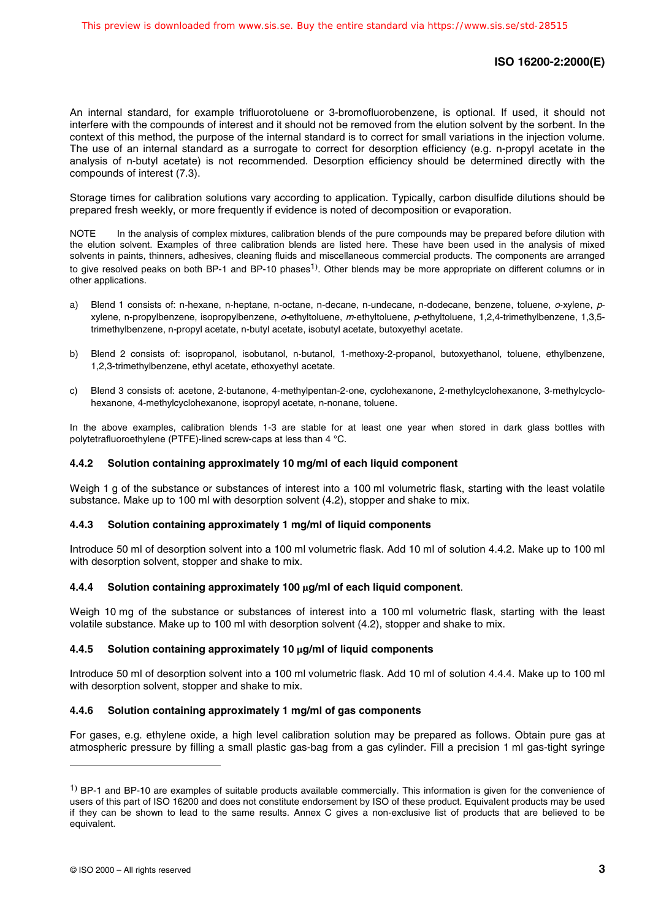An internal standard, for example trifluorotoluene or 3-bromofluorobenzene, is optional. If used, it should not interfere with the compounds of interest and it should not be removed from the elution solvent by the sorbent. In the context of this method, the purpose of the internal standard is to correct for small variations in the injection volume. The use of an internal standard as a surrogate to correct for desorption efficiency (e.g. n-propyl acetate in the analysis of n-butyl acetate) is not recommended. Desorption efficiency should be determined directly with the compounds of interest (7.3).

Storage times for calibration solutions vary according to application. Typically, carbon disulfide dilutions should be prepared fresh weekly, or more frequently if evidence is noted of decomposition or evaporation.

NOTE In the analysis of complex mixtures, calibration blends of the pure compounds may be prepared before dilution with the elution solvent. Examples of three calibration blends are listed here. These have been used in the analysis of mixed solvents in paints, thinners, adhesives, cleaning fluids and miscellaneous commercial products. The components are arranged to give resolved peaks on both BP-1 and BP-10 phases[1]. Other blends may be more appropriate on different columns or in other applications.

a) Blend 1 consists of: n-hexane, n-heptane, n-octane, n-decane, n-undecane, n-dodecane, benzene, toluene, *o*-xylene, *p*-xylene, n-propylbenzene, isopropylbenzene, *o*-ethyltoluene, *m*-ethyltoluene, *p*-ethyltoluene, 1,2,4-trimethylbenzene, 1,3,5-trimethylbenzene, n-propyl acetate, n-butyl acetate, isobutyl acetate, butoxyethyl acetate.

b) Blend 2 consists of: isopropanol, isobutanol, n-butanol, 1-methoxy-2-propanol, butoxyethanol, toluene, ethylbenzene, 1,2,3-trimethylbenzene, ethyl acetate, ethoxyethyl acetate.

c) Blend 3 consists of: acetone, 2-butanone, 4-methylpentan-2-one, cyclohexanone, 2-methylcyclohexanone, 3-methylcyclohexanone, 4-methylcyclohexanone, isopropyl acetate, n-nonane, toluene.

In the above examples, calibration blends 1-3 are stable for at least one year when stored in dark glass bottles with polytetrafluoroethylene (PTFE)-lined screw-caps at less than 4 °C.

### 4.4.2 Solution containing approximately 10 mg/ml of each liquid component

Weigh 1 g of the substance or substances of interest into a 100 ml volumetric flask, starting with the least volatile substance. Make up to 100 ml with desorption solvent (4.2), stopper and shake to mix.

### 4.4.3 Solution containing approximately 1 mg/ml of liquid components

Introduce 50 ml of desorption solvent into a 100 ml volumetric flask. Add 10 ml of solution 4.4.2. Make up to 100 ml with desorption solvent, stopper and shake to mix.

### 4.4.4 Solution containing approximately 100 µg/ml of each liquid component.

Weigh 10 mg of the substance or substances of interest into a 100 ml volumetric flask, starting with the least volatile substance. Make up to 100 ml with desorption solvent (4.2), stopper and shake to mix.

### 4.4.5 Solution containing approximately 10 µg/ml of liquid components

Introduce 50 ml of desorption solvent into a 100 ml volumetric flask. Add 10 ml of solution 4.4.4. Make up to 100 ml with desorption solvent, stopper and shake to mix.

### 4.4.6 Solution containing approximately 1 mg/ml of gas components

For gases, e.g. ethylene oxide, a high level calibration solution may be prepared as follows. Obtain pure gas at atmospheric pressure by filling a small plastic gas-bag from a gas cylinder. Fill a precision 1 ml gas-tight syringe

---

[1] BP-1 and BP-10 are examples of suitable products available commercially. This information is given for the convenience of users of this part of ISO 16200 and does not constitute endorsement by ISO of these product. Equivalent products may be used if they can be shown to lead to the same results. Annex C gives a non-exclusive list of products that are believed to be equivalent.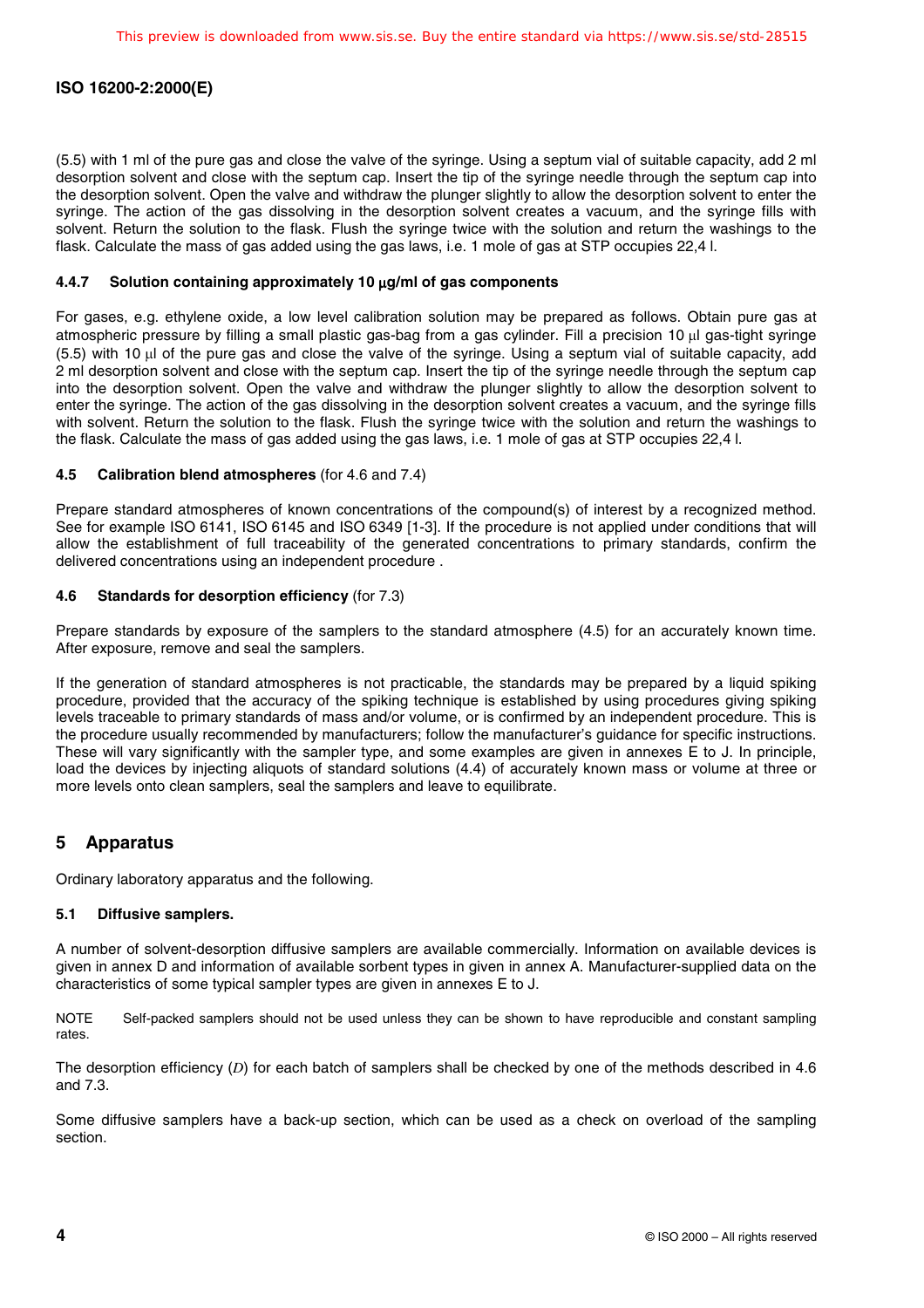(5.5) with 1 ml of the pure gas and close the valve of the syringe. Using a septum vial of suitable capacity, add 2 ml desorption solvent and close with the septum cap. Insert the tip of the syringe needle through the septum cap into the desorption solvent. Open the valve and withdraw the plunger slightly to allow the desorption solvent to enter the syringe. The action of the gas dissolving in the desorption solvent creates a vacuum, and the syringe fills with solvent. Return the solution to the flask. Flush the syringe twice with the solution and return the washings to the flask. Calculate the mass of gas added using the gas laws, i.e. 1 mole of gas at STP occupies 22,4 l.

#### 4.4.7 Solution containing approximately 10 µg/ml of gas components

For gases, e.g. ethylene oxide, a low level calibration solution may be prepared as follows. Obtain pure gas at atmospheric pressure by filling a small plastic gas-bag from a gas cylinder. Fill a precision 10 µl gas-tight syringe (5.5) with 10 µl of the pure gas and close the valve of the syringe. Using a septum vial of suitable capacity, add 2 ml desorption solvent and close with the septum cap. Insert the tip of the syringe needle through the septum cap into the desorption solvent. Open the valve and withdraw the plunger slightly to allow the desorption solvent to enter the syringe. The action of the gas dissolving in the desorption solvent creates a vacuum, and the syringe fills with solvent. Return the solution to the flask. Flush the syringe twice with the solution and return the washings to the flask. Calculate the mass of gas added using the gas laws, i.e. 1 mole of gas at STP occupies 22,4 l.

### 4.5 Calibration blend atmospheres (for 4.6 and 7.4)

Prepare standard atmospheres of known concentrations of the compound(s) of interest by a recognized method. See for example ISO 6141, ISO 6145 and ISO 6349 [1-3]. If the procedure is not applied under conditions that will allow the establishment of full traceability of the generated concentrations to primary standards, confirm the delivered concentrations using an independent procedure .

### 4.6 Standards for desorption efficiency (for 7.3)

Prepare standards by exposure of the samplers to the standard atmosphere (4.5) for an accurately known time. After exposure, remove and seal the samplers.

If the generation of standard atmospheres is not practicable, the standards may be prepared by a liquid spiking procedure, provided that the accuracy of the spiking technique is established by using procedures giving spiking levels traceable to primary standards of mass and/or volume, or is confirmed by an independent procedure. This is the procedure usually recommended by manufacturers; follow the manufacturer's guidance for specific instructions. These will vary significantly with the sampler type, and some examples are given in annexes E to J. In principle, load the devices by injecting aliquots of standard solutions (4.4) of accurately known mass or volume at three or more levels onto clean samplers, seal the samplers and leave to equilibrate.

## 5 Apparatus

Ordinary laboratory apparatus and the following.

### 5.1 Diffusive samplers.

A number of solvent-desorption diffusive samplers are available commercially. Information on available devices is given in annex D and information of available sorbent types in given in annex A. Manufacturer-supplied data on the characteristics of some typical sampler types are given in annexes E to J.

NOTE Self-packed samplers should not be used unless they can be shown to have reproducible and constant sampling rates.

The desorption efficiency ($D$) for each batch of samplers shall be checked by one of the methods described in 4.6 and 7.3.

Some diffusive samplers have a back-up section, which can be used as a check on overload of the sampling section.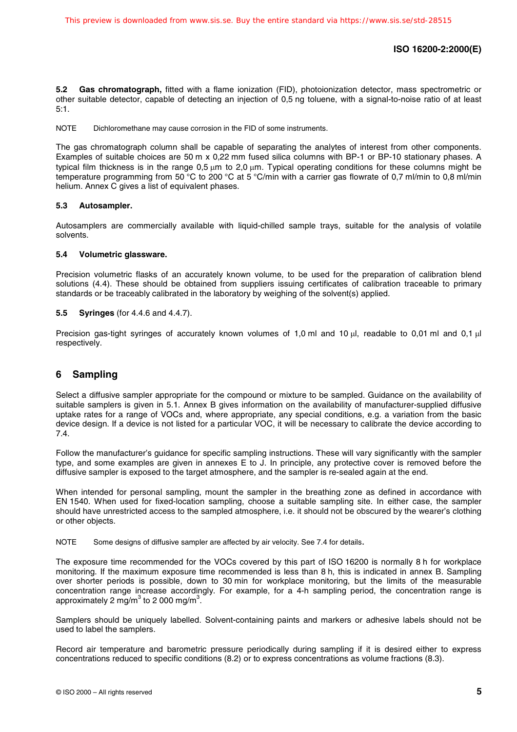**5.2 Gas chromatograph,** fitted with a flame ionization (FID), photoionization detector, mass spectrometric or other suitable detector, capable of detecting an injection of 0,5 ng toluene, with a signal-to-noise ratio of at least 5:1.

NOTE Dichloromethane may cause corrosion in the FID of some instruments.

The gas chromatograph column shall be capable of separating the analytes of interest from other components. Examples of suitable choices are 50 m x 0,22 mm fused silica columns with BP-1 or BP-10 stationary phases. A typical film thickness is in the range 0,5 μm to 2,0 μm. Typical operating conditions for these columns might be temperature programming from 50 °C to 200 °C at 5 °C/min with a carrier gas flowrate of 0,7 ml/min to 0,8 ml/min helium. Annex C gives a list of equivalent phases.

**5.3 Autosampler.**

Autosamplers are commercially available with liquid-chilled sample trays, suitable for the analysis of volatile solvents.

**5.4 Volumetric glassware.**

Precision volumetric flasks of an accurately known volume, to be used for the preparation of calibration blend solutions (4.4). These should be obtained from suppliers issuing certificates of calibration traceable to primary standards or be traceably calibrated in the laboratory by weighing of the solvent(s) applied.

**5.5 Syringes** (for 4.4.6 and 4.4.7).

Precision gas-tight syringes of accurately known volumes of 1,0 ml and 10 μl, readable to 0,01 ml and 0,1 μl respectively.

## 6 Sampling

Select a diffusive sampler appropriate for the compound or mixture to be sampled. Guidance on the availability of suitable samplers is given in 5.1. Annex B gives information on the availability of manufacturer-supplied diffusive uptake rates for a range of VOCs and, where appropriate, any special conditions, e.g. a variation from the basic device design. If a device is not listed for a particular VOC, it will be necessary to calibrate the device according to 7.4.

Follow the manufacturer's guidance for specific sampling instructions. These will vary significantly with the sampler type, and some examples are given in annexes E to J. In principle, any protective cover is removed before the diffusive sampler is exposed to the target atmosphere, and the sampler is re-sealed again at the end.

When intended for personal sampling, mount the sampler in the breathing zone as defined in accordance with EN 1540. When used for fixed-location sampling, choose a suitable sampling site. In either case, the sampler should have unrestricted access to the sampled atmosphere, i.e. it should not be obscured by the wearer's clothing or other objects.

NOTE Some designs of diffusive sampler are affected by air velocity. See 7.4 for details.

The exposure time recommended for the VOCs covered by this part of ISO 16200 is normally 8 h for workplace monitoring. If the maximum exposure time recommended is less than 8 h, this is indicated in annex B. Sampling over shorter periods is possible, down to 30 min for workplace monitoring, but the limits of the measurable concentration range increase accordingly. For example, for a 4-h sampling period, the concentration range is approximately 2 mg/m$^3$ to 2 000 mg/m$^3$.

Samplers should be uniquely labelled. Solvent-containing paints and markers or adhesive labels should not be used to label the samplers.

Record air temperature and barometric pressure periodically during sampling if it is desired either to express concentrations reduced to specific conditions (8.2) or to express concentrations as volume fractions (8.3).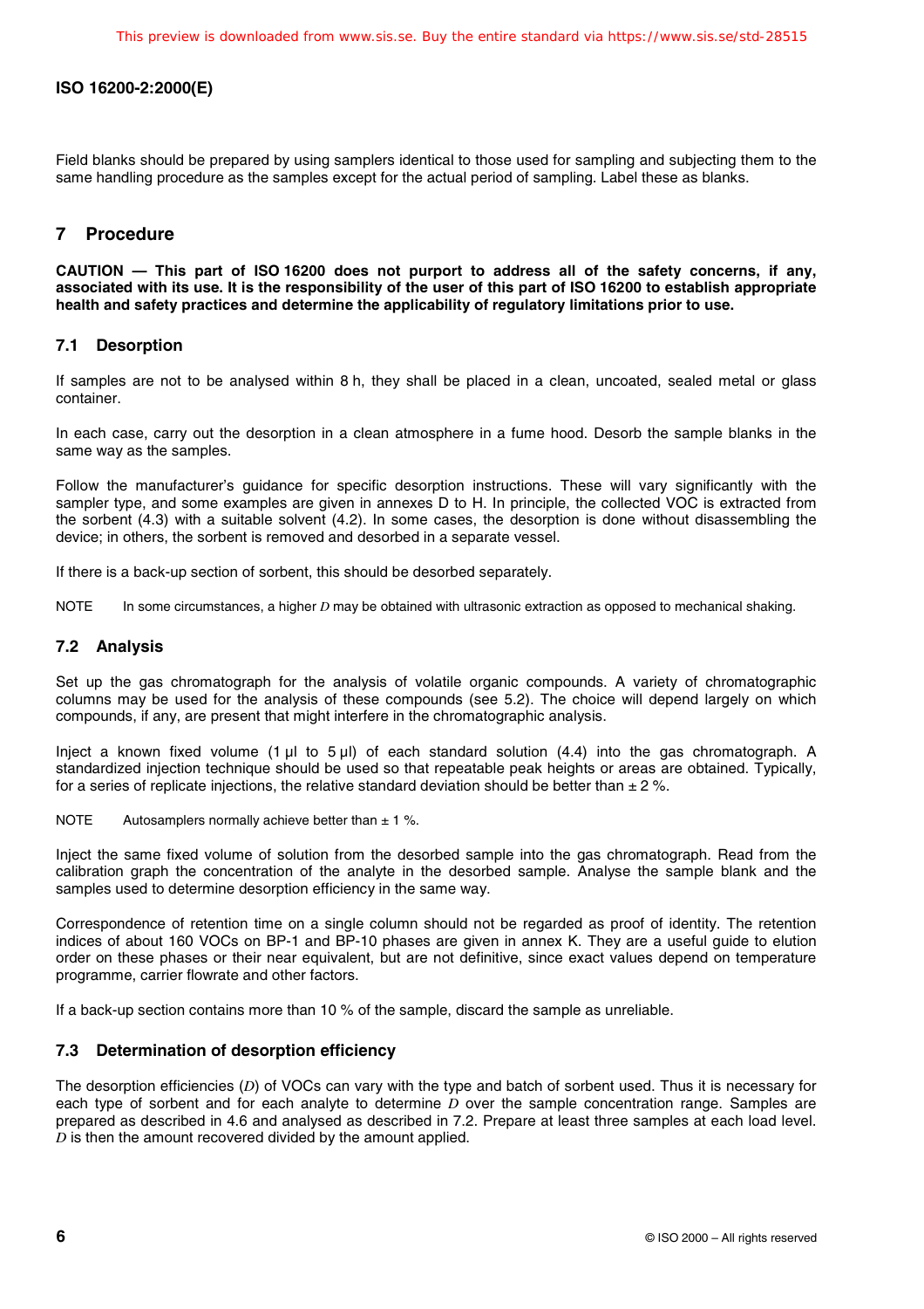Field blanks should be prepared by using samplers identical to those used for sampling and subjecting them to the same handling procedure as the samples except for the actual period of sampling. Label these as blanks.

## 7 Procedure

**CAUTION — This part of ISO 16200 does not purport to address all of the safety concerns, if any, associated with its use. It is the responsibility of the user of this part of ISO 16200 to establish appropriate health and safety practices and determine the applicability of regulatory limitations prior to use.**

### 7.1 Desorption

If samples are not to be analysed within 8 h, they shall be placed in a clean, uncoated, sealed metal or glass container.

In each case, carry out the desorption in a clean atmosphere in a fume hood. Desorb the sample blanks in the same way as the samples.

Follow the manufacturer's guidance for specific desorption instructions. These will vary significantly with the sampler type, and some examples are given in annexes D to H. In principle, the collected VOC is extracted from the sorbent (4.3) with a suitable solvent (4.2). In some cases, the desorption is done without disassembling the device; in others, the sorbent is removed and desorbed in a separate vessel.

If there is a back-up section of sorbent, this should be desorbed separately.

NOTE In some circumstances, a higher $D$ may be obtained with ultrasonic extraction as opposed to mechanical shaking.

### 7.2 Analysis

Set up the gas chromatograph for the analysis of volatile organic compounds. A variety of chromatographic columns may be used for the analysis of these compounds (see 5.2). The choice will depend largely on which compounds, if any, are present that might interfere in the chromatographic analysis.

Inject a known fixed volume (1 µl to 5 µl) of each standard solution (4.4) into the gas chromatograph. A standardized injection technique should be used so that repeatable peak heights or areas are obtained. Typically, for a series of replicate injections, the relative standard deviation should be better than ± 2 %.

NOTE Autosamplers normally achieve better than ± 1 %.

Inject the same fixed volume of solution from the desorbed sample into the gas chromatograph. Read from the calibration graph the concentration of the analyte in the desorbed sample. Analyse the sample blank and the samples used to determine desorption efficiency in the same way.

Correspondence of retention time on a single column should not be regarded as proof of identity. The retention indices of about 160 VOCs on BP-1 and BP-10 phases are given in annex K. They are a useful guide to elution order on these phases or their near equivalent, but are not definitive, since exact values depend on temperature programme, carrier flowrate and other factors.

If a back-up section contains more than 10 % of the sample, discard the sample as unreliable.

### 7.3 Determination of desorption efficiency

The desorption efficiencies ($D$) of VOCs can vary with the type and batch of sorbent used. Thus it is necessary for each type of sorbent and for each analyte to determine $D$ over the sample concentration range. Samples are prepared as described in 4.6 and analysed as described in 7.2. Prepare at least three samples at each load level. $D$ is then the amount recovered divided by the amount applied.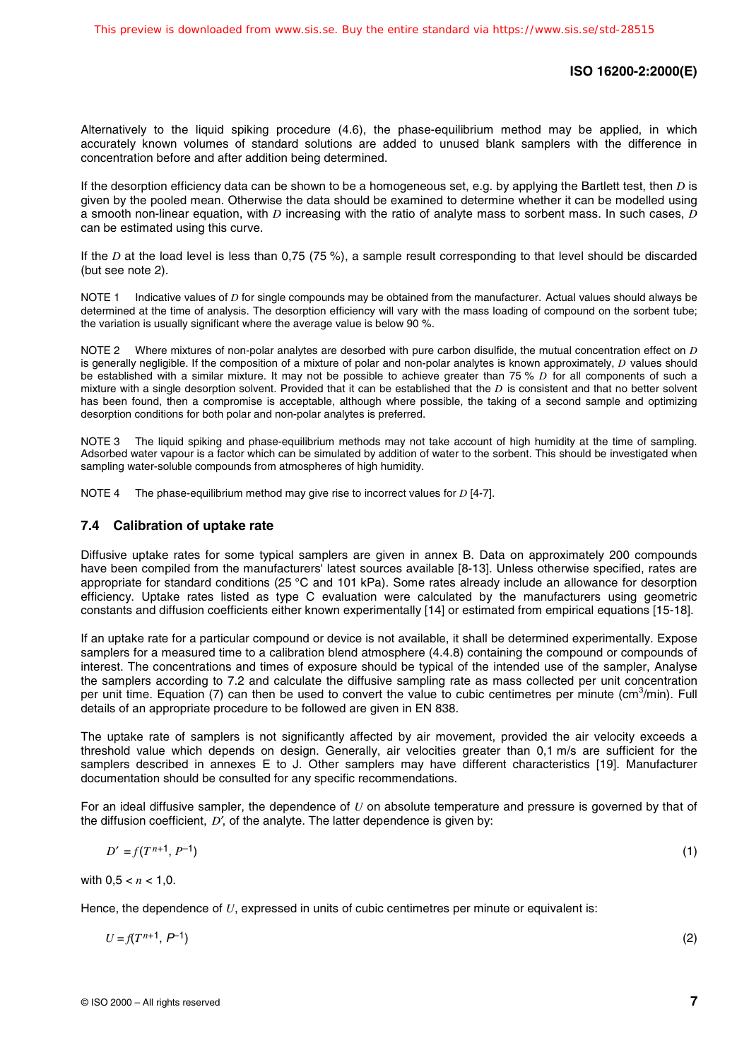Alternatively to the liquid spiking procedure (4.6), the phase-equilibrium method may be applied, in which accurately known volumes of standard solutions are added to unused blank samplers with the difference in concentration before and after addition being determined.

If the desorption efficiency data can be shown to be a homogeneous set, e.g. by applying the Bartlett test, then $D$ is given by the pooled mean. Otherwise the data should be examined to determine whether it can be modelled using a smooth non-linear equation, with $D$ increasing with the ratio of analyte mass to sorbent mass. In such cases, $D$ can be estimated using this curve.

If the $D$ at the load level is less than 0,75 (75 %), a sample result corresponding to that level should be discarded (but see note 2).

NOTE 1 Indicative values of $D$ for single compounds may be obtained from the manufacturer. Actual values should always be determined at the time of analysis. The desorption efficiency will vary with the mass loading of compound on the sorbent tube; the variation is usually significant where the average value is below 90 %.

NOTE 2 Where mixtures of non-polar analytes are desorbed with pure carbon disulfide, the mutual concentration effect on $D$ is generally negligible. If the composition of a mixture of polar and non-polar analytes is known approximately, $D$ values should be established with a similar mixture. It may not be possible to achieve greater than 75 % $D$ for all components of such a mixture with a single desorption solvent. Provided that it can be established that the $D$ is consistent and that no better solvent has been found, then a compromise is acceptable, although where possible, the taking of a second sample and optimizing desorption conditions for both polar and non-polar analytes is preferred.

NOTE 3 The liquid spiking and phase-equilibrium methods may not take account of high humidity at the time of sampling. Adsorbed water vapour is a factor which can be simulated by addition of water to the sorbent. This should be investigated when sampling water-soluble compounds from atmospheres of high humidity.

NOTE 4 The phase-equilibrium method may give rise to incorrect values for $D$ [4-7].

## 7.4 Calibration of uptake rate

Diffusive uptake rates for some typical samplers are given in annex B. Data on approximately 200 compounds have been compiled from the manufacturers' latest sources available [8-13]. Unless otherwise specified, rates are appropriate for standard conditions (25 °C and 101 kPa). Some rates already include an allowance for desorption efficiency. Uptake rates listed as type C evaluation were calculated by the manufacturers using geometric constants and diffusion coefficients either known experimentally [14] or estimated from empirical equations [15-18].

If an uptake rate for a particular compound or device is not available, it shall be determined experimentally. Expose samplers for a measured time to a calibration blend atmosphere (4.4.8) containing the compound or compounds of interest. The concentrations and times of exposure should be typical of the intended use of the sampler, Analyse the samplers according to 7.2 and calculate the diffusive sampling rate as mass collected per unit concentration per unit time. Equation (7) can then be used to convert the value to cubic centimetres per minute ($cm^3/min$). Full details of an appropriate procedure to be followed are given in EN 838.

The uptake rate of samplers is not significantly affected by air movement, provided the air velocity exceeds a threshold value which depends on design. Generally, air velocities greater than 0,1 m/s are sufficient for the samplers described in annexes E to J. Other samplers may have different characteristics [19]. Manufacturer documentation should be consulted for any specific recommendations.

For an ideal diffusive sampler, the dependence of $U$ on absolute temperature and pressure is governed by that of the diffusion coefficient, $D'$, of the analyte. The latter dependence is given by:

$$D' = f(T^{n+1}, P^{-1}) \tag{1}$$

with $0,5 < n < 1,0$.

Hence, the dependence of $U$, expressed in units of cubic centimetres per minute or equivalent is:

$$U = f(T^{n+1}, P^{-1}) \tag{2}$$